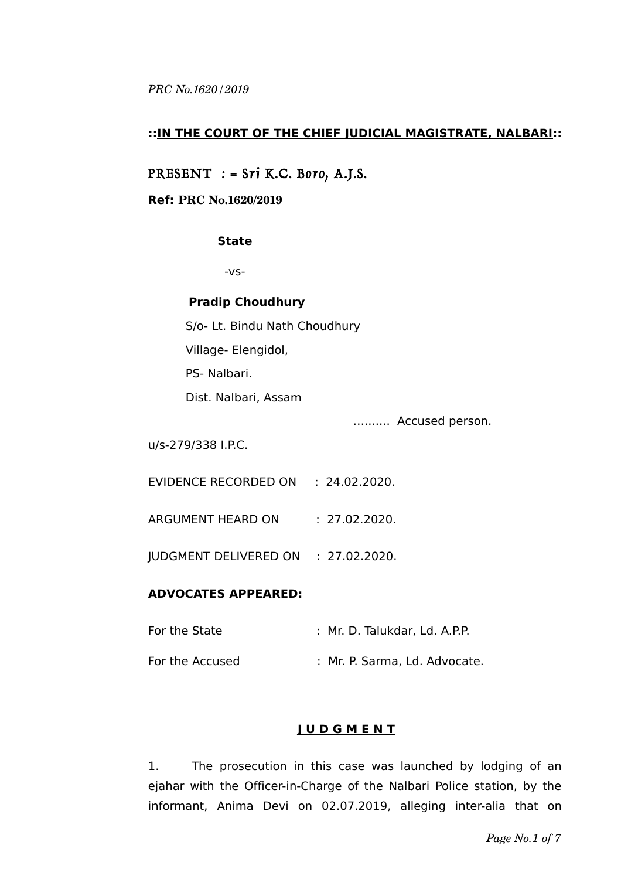*PRC No.1620/2019*

**::IN THE COURT OF THE CHIEF JUDICIAL MAGISTRATE, NALBARI::**

PRESENT : = Sri K.C. Boro, A.J.S.

**Ref: PRC No.1620/2019**

**State**

-vs-

**Pradip Choudhury**

S/o- Lt. Bindu Nath Choudhury

Village- Elengidol,

PS- Nalbari.

Dist. Nalbari, Assam

………. Accused person.

u/s-279/338 I.P.C.

EVIDENCE RECORDED ON : 24.02.2020.

ARGUMENT HEARD ON : 27.02.2020.

JUDGMENT DELIVERED ON : 27.02.2020.

**ADVOCATES APPEARED:**

For the State : Mr. D. Talukdar, Ld. A.P.P.

For the Accused : Mr. P. Sarma, Ld. Advocate.

**J U D G M E N T**

1. The prosecution in this case was launched by lodging of an ejahar with the Officer-in-Charge of the Nalbari Police station, by the informant, Anima Devi on 02.07.2019, alleging inter-alia that on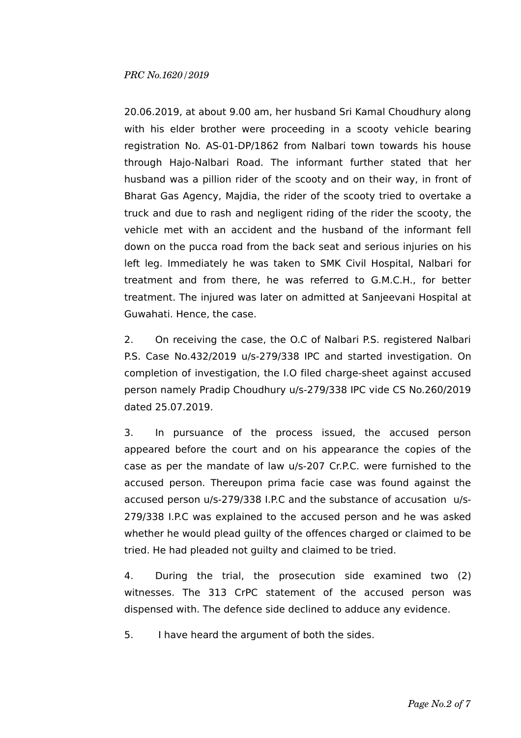20.06.2019, at about 9.00 am, her husband Sri Kamal Choudhury along with his elder brother were proceeding in a scooty vehicle bearing registration No. AS-01-DP/1862 from Nalbari town towards his house through Hajo-Nalbari Road. The informant further stated that her husband was a pillion rider of the scooty and on their way, in front of Bharat Gas Agency, Majdia, the rider of the scooty tried to overtake a truck and due to rash and negligent riding of the rider the scooty, the vehicle met with an accident and the husband of the informant fell down on the pucca road from the back seat and serious injuries on his left leg. Immediately he was taken to SMK Civil Hospital, Nalbari for treatment and from there, he was referred to G.M.C.H., for better treatment. The injured was later on admitted at Sanjeevani Hospital at Guwahati. Hence, the case.

2. On receiving the case, the O.C of Nalbari P.S. registered Nalbari P.S. Case No.432/2019 u/s-279/338 IPC and started investigation. On completion of investigation, the I.O filed charge-sheet against accused person namely Pradip Choudhury u/s-279/338 IPC vide CS No.260/2019 dated 25.07.2019.

3. In pursuance of the process issued, the accused person appeared before the court and on his appearance the copies of the case as per the mandate of law u/s-207 Cr.P.C. were furnished to the accused person. Thereupon prima facie case was found against the accused person u/s-279/338 I.P.C and the substance of accusation u/s-279/338 I.P.C was explained to the accused person and he was asked whether he would plead guilty of the offences charged or claimed to be tried. He had pleaded not guilty and claimed to be tried.

4. During the trial, the prosecution side examined two (2) witnesses. The 313 CrPC statement of the accused person was dispensed with. The defence side declined to adduce any evidence.

5. I have heard the argument of both the sides.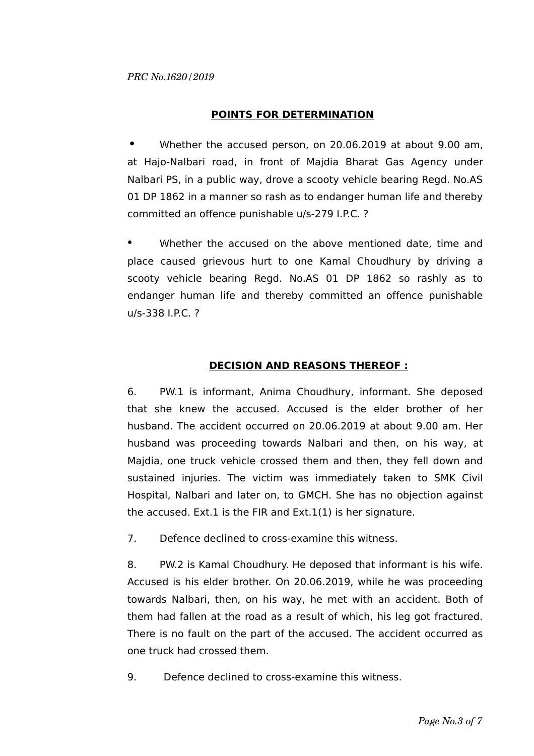*PRC No.1620/2019*

## POINTS FOR DETERMINATION

- Whether the accused person, on 20.06.2019 at about 9.00 am, at Hajo-Nalbari road, in front of Majdia Bharat Gas Agency under Nalbari PS, in a public way, drove a scooty vehicle bearing Regd. No.AS 01 DP 1862 in a manner so rash as to endanger human life and thereby committed an offence punishable u/s-279 I.P.C. ?

- Whether the accused on the above mentioned date, time and place caused grievous hurt to one Kamal Choudhury by driving a scooty vehicle bearing Regd. No.AS 01 DP 1862 so rashly as to endanger human life and thereby committed an offence punishable u/s-338 I.P.C. ?

## DECISION AND REASONS THEREOF :

6. PW.1 is informant, Anima Choudhury, informant. She deposed that she knew the accused. Accused is the elder brother of her husband. The accident occurred on 20.06.2019 at about 9.00 am. Her husband was proceeding towards Nalbari and then, on his way, at Majdia, one truck vehicle crossed them and then, they fell down and sustained injuries. The victim was immediately taken to SMK Civil Hospital, Nalbari and later on, to GMCH. She has no objection against the accused. Ext.1 is the FIR and Ext.1(1) is her signature.

7. Defence declined to cross-examine this witness.

8. PW.2 is Kamal Choudhury. He deposed that informant is his wife. Accused is his elder brother. On 20.06.2019, while he was proceeding towards Nalbari, then, on his way, he met with an accident. Both of them had fallen at the road as a result of which, his leg got fractured. There is no fault on the part of the accused. The accident occurred as one truck had crossed them.

9. Defence declined to cross-examine this witness.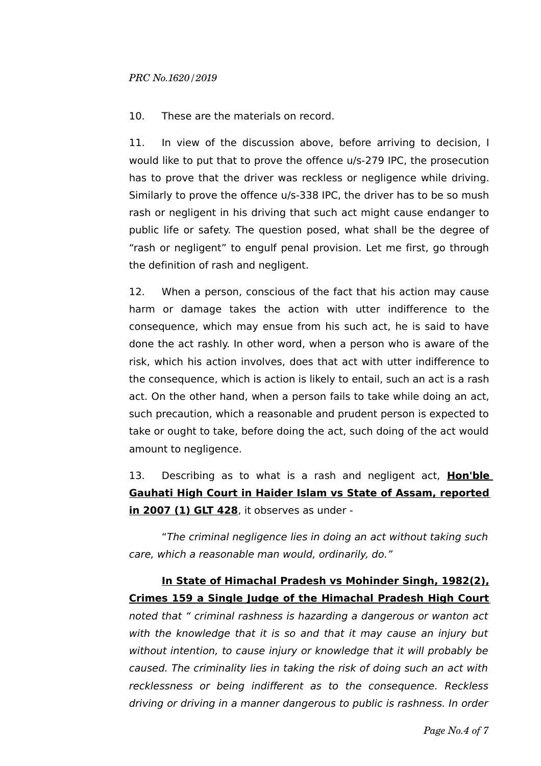10. These are the materials on record.

11. In view of the discussion above, before arriving to decision, I would like to put that to prove the offence u/s-279 IPC, the prosecution has to prove that the driver was reckless or negligence while driving. Similarly to prove the offence u/s-338 IPC, the driver has to be so mush rash or negligent in his driving that such act might cause endanger to public life or safety. The question posed, what shall be the degree of "rash or negligent" to engulf penal provision. Let me first, go through the definition of rash and negligent.

12. When a person, conscious of the fact that his action may cause harm or damage takes the action with utter indifference to the consequence, which may ensue from his such act, he is said to have done the act rashly. In other word, when a person who is aware of the risk, which his action involves, does that act with utter indifference to the consequence, which is action is likely to entail, such an act is a rash act. On the other hand, when a person fails to take while doing an act, such precaution, which a reasonable and prudent person is expected to take or ought to take, before doing the act, such doing of the act would amount to negligence.

13. Describing as to what is a rash and negligent act, **<u>Hon'ble Gauhati High Court in Haider Islam vs State of Assam, reported in 2007 (1) GLT 428</u>**, it observes as under -

"*The criminal negligence lies in doing an act without taking such care, which a reasonable man would, ordinarily, do.*"

**<u>In State of Himachal Pradesh vs Mohinder Singh, 1982(2), Crimes 159 a Single Judge of the Himachal Pradesh High Court</u>** *noted that " criminal rashness is hazarding a dangerous or wanton act with the knowledge that it is so and that it may cause an injury but without intention, to cause injury or knowledge that it will probably be caused. The criminality lies in taking the risk of doing such an act with recklessness or being indifferent as to the consequence. Reckless driving or driving in a manner dangerous to public is rashness. In order*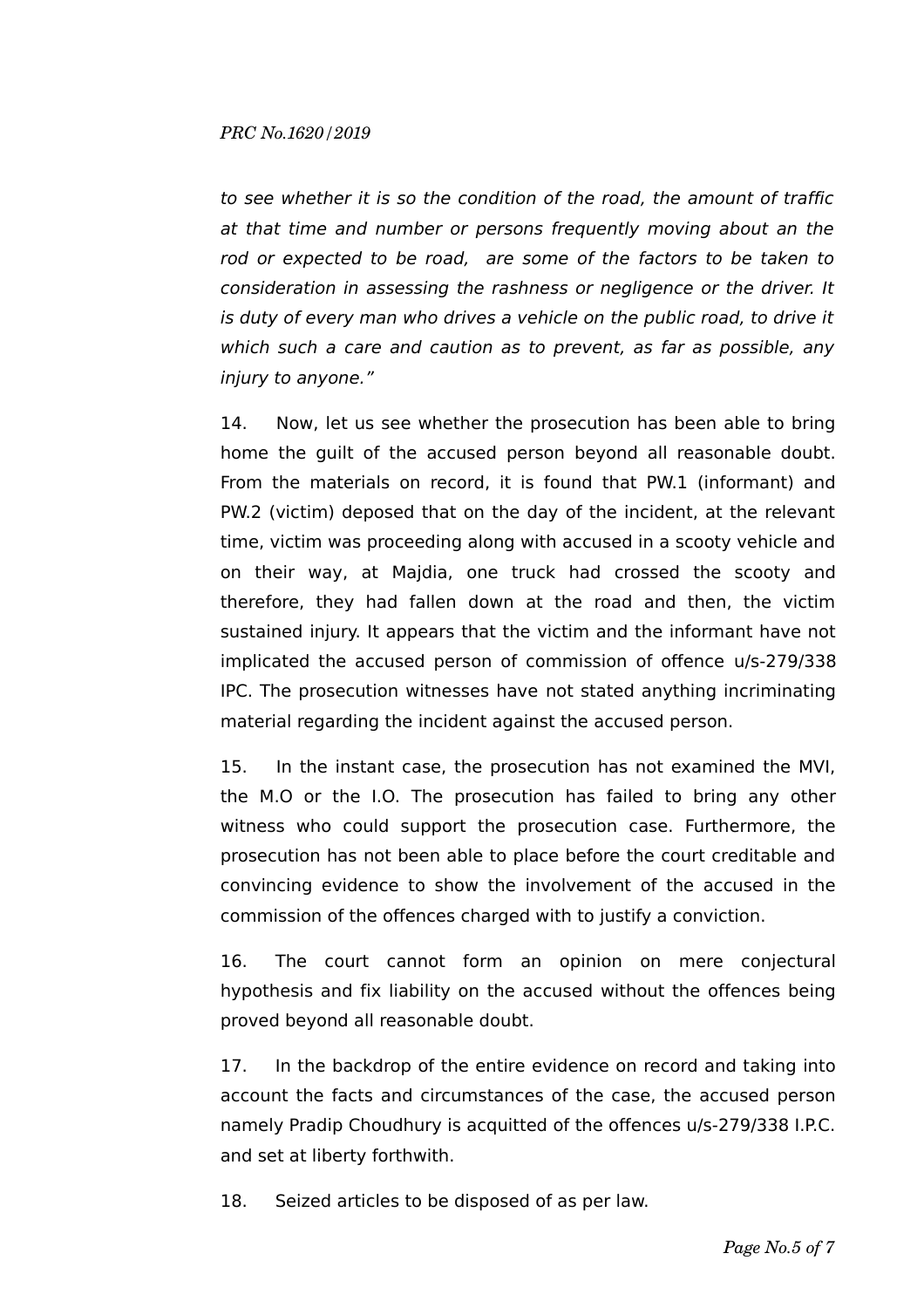*to see whether it is so the condition of the road, the amount of traffic at that time and number or persons frequently moving about an the rod or expected to be road, are some of the factors to be taken to consideration in assessing the rashness or negligence or the driver. It is duty of every man who drives a vehicle on the public road, to drive it which such a care and caution as to prevent, as far as possible, any injury to anyone."*

14. Now, let us see whether the prosecution has been able to bring home the guilt of the accused person beyond all reasonable doubt. From the materials on record, it is found that PW.1 (informant) and PW.2 (victim) deposed that on the day of the incident, at the relevant time, victim was proceeding along with accused in a scooty vehicle and on their way, at Majdia, one truck had crossed the scooty and therefore, they had fallen down at the road and then, the victim sustained injury. It appears that the victim and the informant have not implicated the accused person of commission of offence u/s-279/338 IPC. The prosecution witnesses have not stated anything incriminating material regarding the incident against the accused person.

15. In the instant case, the prosecution has not examined the MVI, the M.O or the I.O. The prosecution has failed to bring any other witness who could support the prosecution case. Furthermore, the prosecution has not been able to place before the court creditable and convincing evidence to show the involvement of the accused in the commission of the offences charged with to justify a conviction.

16. The court cannot form an opinion on mere conjectural hypothesis and fix liability on the accused without the offences being proved beyond all reasonable doubt.

17. In the backdrop of the entire evidence on record and taking into account the facts and circumstances of the case, the accused person namely Pradip Choudhury is acquitted of the offences u/s-279/338 I.P.C. and set at liberty forthwith.

18. Seized articles to be disposed of as per law.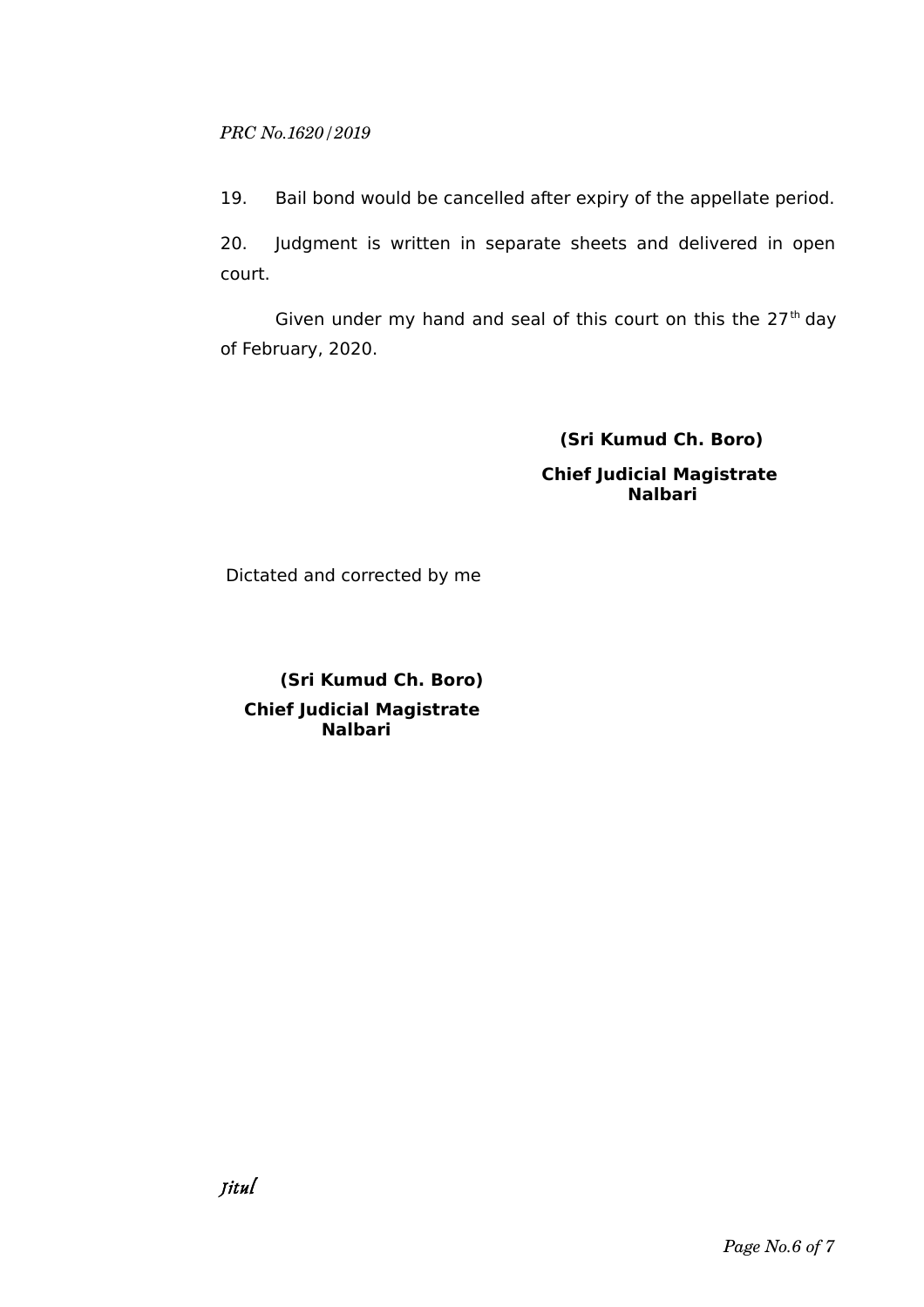19. Bail bond would be cancelled after expiry of the appellate period.

20. Judgment is written in separate sheets and delivered in open court.

Given under my hand and seal of this court on this the 27th day of February, 2020.

**(Sri Kumud Ch. Boro)**

**Chief Judicial Magistrate**
**Nalbari**

Dictated and corrected by me

**(Sri Kumud Ch. Boro)**

**Chief Judicial Magistrate**
**Nalbari**

*Jitul*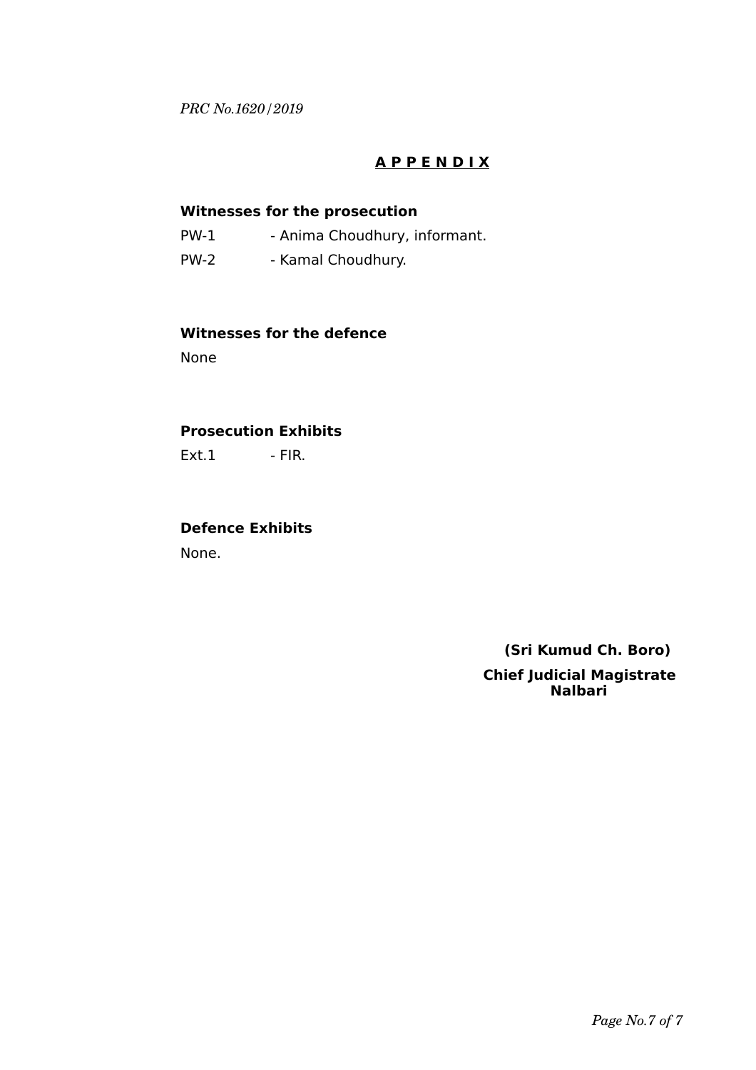## A P P E N D I X

**Witnesses for the prosecution**

PW-1 - Anima Choudhury, informant.

PW-2 - Kamal Choudhury.

**Witnesses for the defence**

None

**Prosecution Exhibits**

Ext.1 - FIR.

**Defence Exhibits**

None.

**(Sri Kumud Ch. Boro)**

**Chief Judicial Magistrate**
**Nalbari**